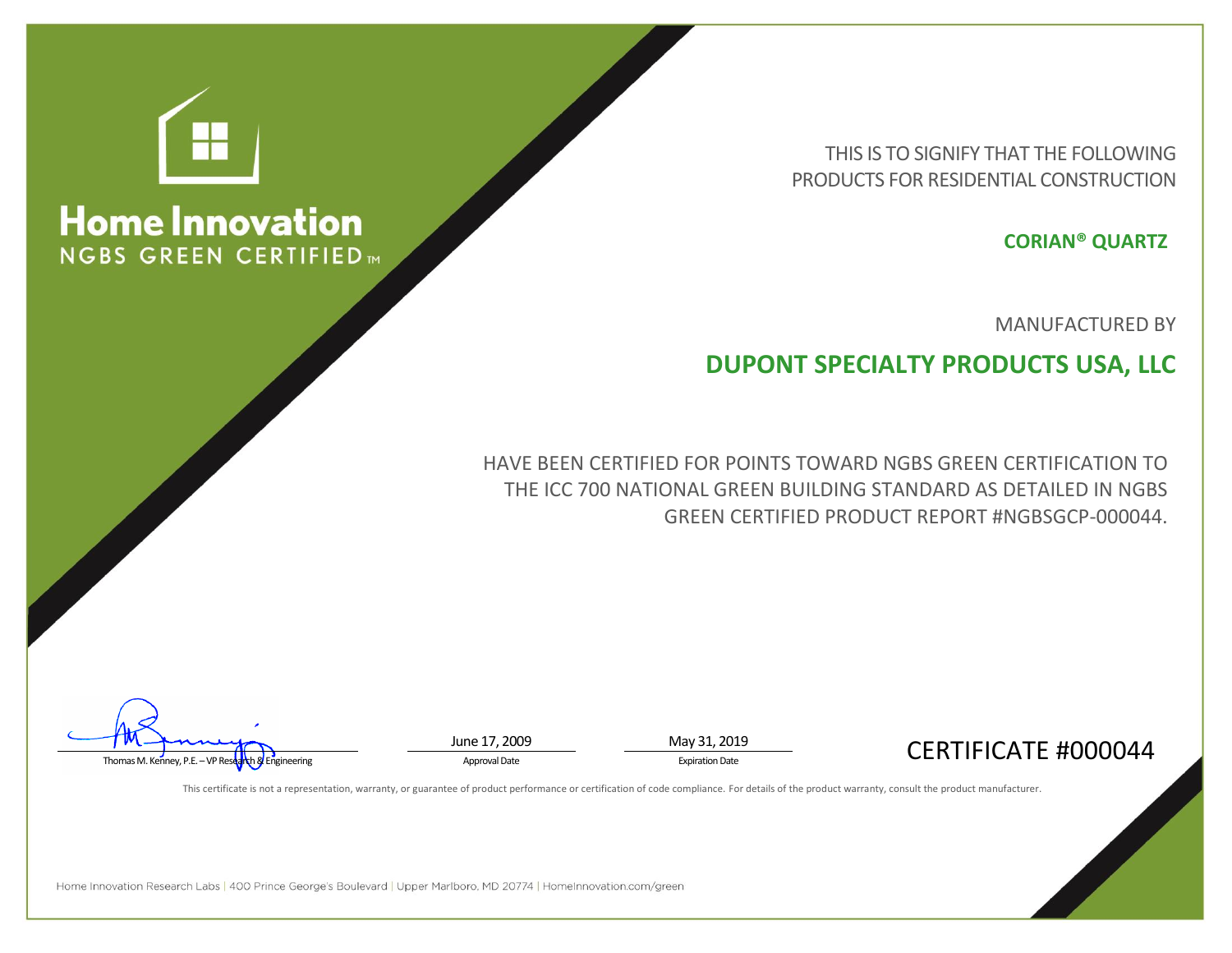**Home Innovation**
NGBS GREEN CERTIFIED™

THIS IS TO SIGNIFY THAT THE FOLLOWING PRODUCTS FOR RESIDENTIAL CONSTRUCTION

**CORIAN® QUARTZ**

MANUFACTURED BY

## DUPONT SPECIALTY PRODUCTS USA, LLC

HAVE BEEN CERTIFIED FOR POINTS TOWARD NGBS GREEN CERTIFICATION TO THE ICC 700 NATIONAL GREEN BUILDING STANDARD AS DETAILED IN NGBS GREEN CERTIFIED PRODUCT REPORT #NGBSGCP-000044.

Thomas M. Kenney, P.E. – VP Research & Engineering

June 17, 2009
Approval Date

May 31, 2019
Expiration Date

CERTIFICATE #000044

This certificate is not a representation, warranty, or guarantee of product performance or certification of code compliance. For details of the product warranty, consult the product manufacturer.

Home Innovation Research Labs | 400 Prince George's Boulevard | Upper Marlboro, MD 20774 | HomeInnovation.com/green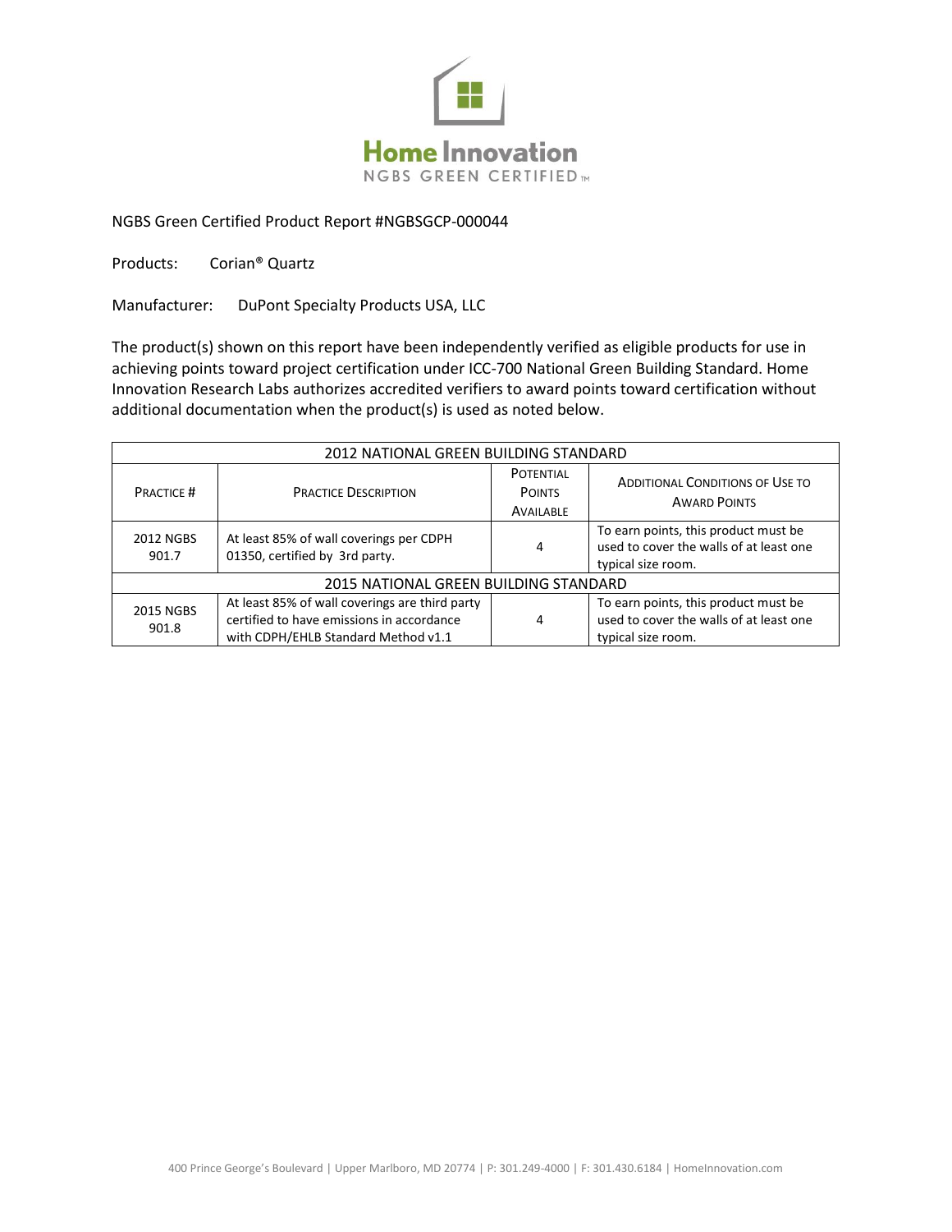Home Innovation
NGBS GREEN CERTIFIED™

NGBS Green Certified Product Report #NGBSGCP-000044

Products: Corian® Quartz

Manufacturer: DuPont Specialty Products USA, LLC

The product(s) shown on this report have been independently verified as eligible products for use in achieving points toward project certification under ICC-700 National Green Building Standard. Home Innovation Research Labs authorizes accredited verifiers to award points toward certification without additional documentation when the product(s) is used as noted below.

| 2012 NATIONAL GREEN BUILDING STANDARD | | | |
|---|---|---|---|
| PRACTICE # | PRACTICE DESCRIPTION | POTENTIAL POINTS AVAILABLE | ADDITIONAL CONDITIONS OF USE TO AWARD POINTS |
| 2012 NGBS 901.7 | At least 85% of wall coverings per CDPH 01350, certified by 3rd party. | 4 | To earn points, this product must be used to cover the walls of at least one typical size room. |
| 2015 NATIONAL GREEN BUILDING STANDARD | | | |
| 2015 NGBS 901.8 | At least 85% of wall coverings are third party certified to have emissions in accordance with CDPH/EHLB Standard Method v1.1 | 4 | To earn points, this product must be used to cover the walls of at least one typical size room. |

400 Prince George's Boulevard | Upper Marlboro, MD 20774 | P: 301.249-4000 | F: 301.430.6184 | HomeInnovation.com